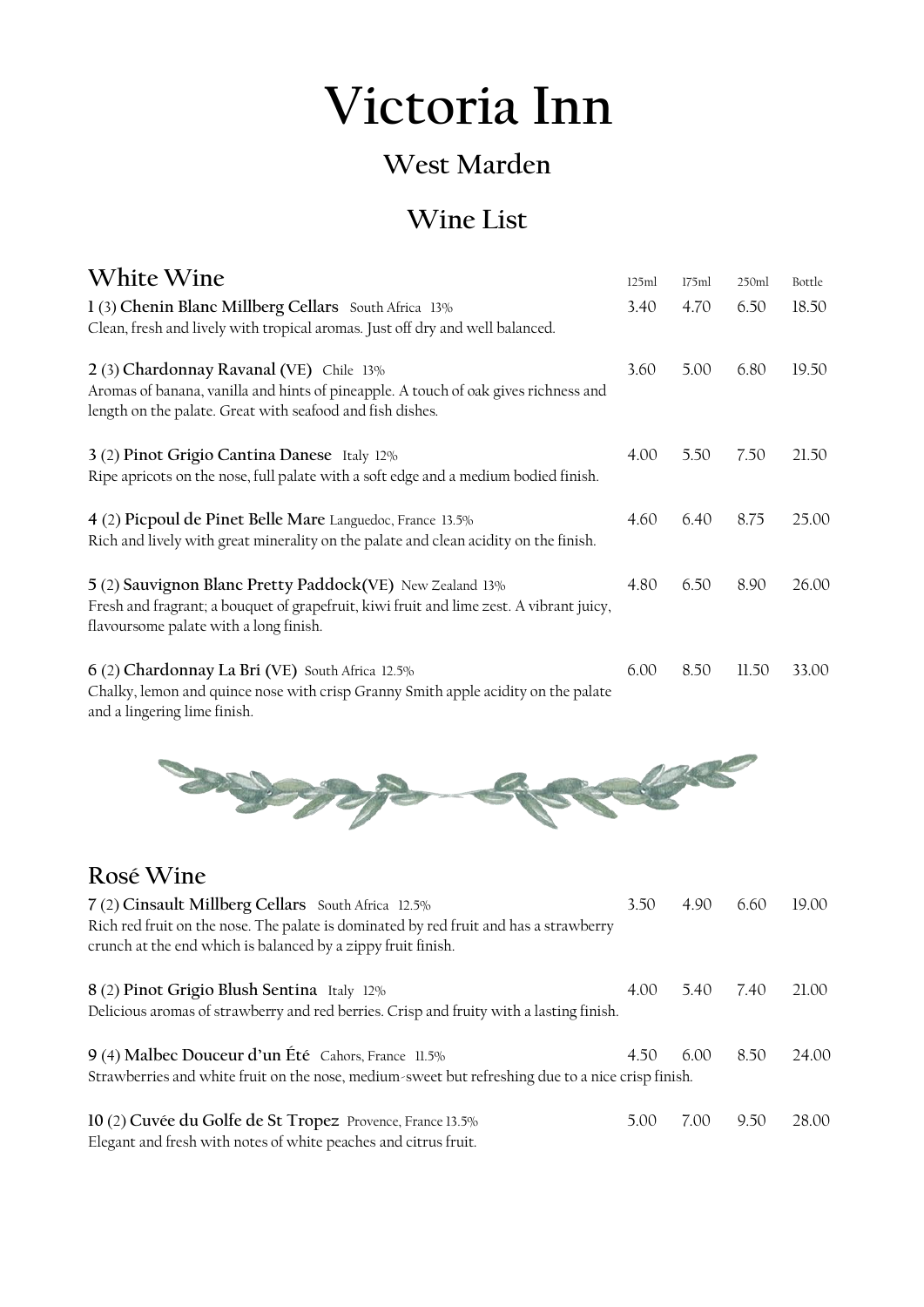# Victoria Inn

## West Marden

## Wine List

### White Wine

| | 125ml | 175ml | 250ml | Bottle |
|---|---|---|---|---|
| **1** (3) **Chenin Blanc Millberg Cellars** South Africa 13%<br>Clean, fresh and lively with tropical aromas. Just off dry and well balanced. | 3.40 | 4.70 | 6.50 | 18.50 |
| **2** (3) **Chardonnay Ravanal (VE)** Chile 13%<br>Aromas of banana, vanilla and hints of pineapple. A touch of oak gives richness and length on the palate. Great with seafood and fish dishes. | 3.60 | 5.00 | 6.80 | 19.50 |
| **3** (2) **Pinot Grigio Cantina Danese** Italy 12%<br>Ripe apricots on the nose, full palate with a soft edge and a medium bodied finish. | 4.00 | 5.50 | 7.50 | 21.50 |
| **4** (2) **Picpoul de Pinet Belle Mare** Languedoc, France 13.5%<br>Rich and lively with great minerality on the palate and clean acidity on the finish. | 4.60 | 6.40 | 8.75 | 25.00 |
| **5** (2) **Sauvignon Blanc Pretty Paddock(VE)** New Zealand 13%<br>Fresh and fragrant; a bouquet of grapefruit, kiwi fruit and lime zest. A vibrant juicy, flavoursome palate with a long finish. | 4.80 | 6.50 | 8.90 | 26.00 |
| **6** (2) **Chardonnay La Bri (VE)** South Africa 12.5%<br>Chalky, lemon and quince nose with crisp Granny Smith apple acidity on the palate and a lingering lime finish. | 6.00 | 8.50 | 11.50 | 33.00 |

### Rosé Wine

| | 125ml | 175ml | 250ml | Bottle |
|---|---|---|---|---|
| **7** (2) **Cinsault Millberg Cellars** South Africa 12.5%<br>Rich red fruit on the nose. The palate is dominated by red fruit and has a strawberry crunch at the end which is balanced by a zippy fruit finish. | 3.50 | 4.90 | 6.60 | 19.00 |
| **8** (2) **Pinot Grigio Blush Sentina** Italy 12%<br>Delicious aromas of strawberry and red berries. Crisp and fruity with a lasting finish. | 4.00 | 5.40 | 7.40 | 21.00 |
| **9** (4) **Malbec Douceur d'un Été** Cahors, France 11.5%<br>Strawberries and white fruit on the nose, medium-sweet but refreshing due to a nice crisp finish. | 4.50 | 6.00 | 8.50 | 24.00 |
| **10** (2) **Cuvée du Golfe de St Tropez** Provence, France 13.5%<br>Elegant and fresh with notes of white peaches and citrus fruit. | 5.00 | 7.00 | 9.50 | 28.00 |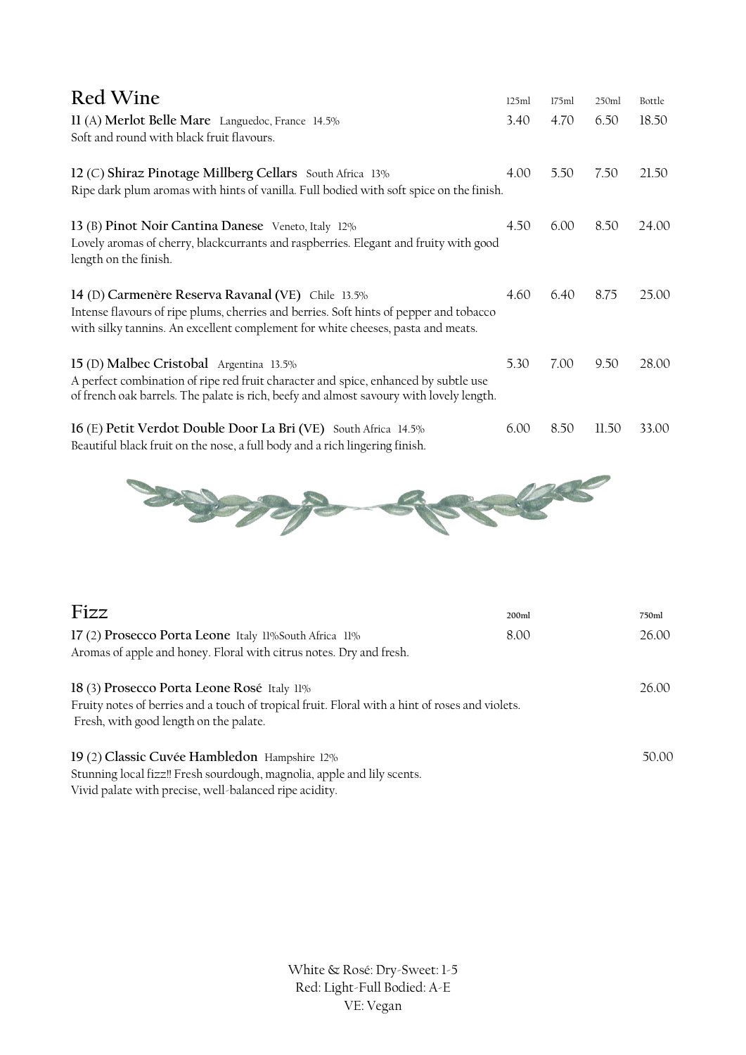## Red Wine

| | 125ml | 175ml | 250ml | Bottle |
|---|---|---|---|---|
| **11** (A) **Merlot Belle Mare** Languedoc, France 14.5%<br>Soft and round with black fruit flavours. | 3.40 | 4.70 | 6.50 | 18.50 |
| **12** (C) **Shiraz Pinotage Millberg Cellars** South Africa 13%<br>Ripe dark plum aromas with hints of vanilla. Full bodied with soft spice on the finish. | 4.00 | 5.50 | 7.50 | 21.50 |
| **13** (B) **Pinot Noir Cantina Danese** Veneto, Italy 12%<br>Lovely aromas of cherry, blackcurrants and raspberries. Elegant and fruity with good length on the finish. | 4.50 | 6.00 | 8.50 | 24.00 |
| **14** (D) **Carmenère Reserva Ravanal (VE)** Chile 13.5%<br>Intense flavours of ripe plums, cherries and berries. Soft hints of pepper and tobacco with silky tannins. An excellent complement for white cheeses, pasta and meats. | 4.60 | 6.40 | 8.75 | 25.00 |
| **15** (D) **Malbec Cristobal** Argentina 13.5%<br>A perfect combination of ripe red fruit character and spice, enhanced by subtle use of french oak barrels. The palate is rich, beefy and almost savoury with lovely length. | 5.30 | 7.00 | 9.50 | 28.00 |
| **16** (E) **Petit Verdot Double Door La Bri (VE)** South Africa 14.5%<br>Beautiful black fruit on the nose, a full body and a rich lingering finish. | 6.00 | 8.50 | 11.50 | 33.00 |

## Fizz

| | 200ml | 750ml |
|---|---|---|
| **17** (2) **Prosecco Porta Leone** Italy 11%South Africa 11%<br>Aromas of apple and honey. Floral with citrus notes. Dry and fresh. | 8.00 | 26.00 |
| **18** (3) **Prosecco Porta Leone Rosé** Italy 11%<br>Fruity notes of berries and a touch of tropical fruit. Floral with a hint of roses and violets. Fresh, with good length on the palate. | | 26.00 |
| **19** (2) **Classic Cuvée Hambledon** Hampshire 12%<br>Stunning local fizz!! Fresh sourdough, magnolia, apple and lily scents. Vivid palate with precise, well-balanced ripe acidity. | | 50.00 |

White & Rosé: Dry-Sweet: 1-5
Red: Light-Full Bodied: A-E
VE: Vegan